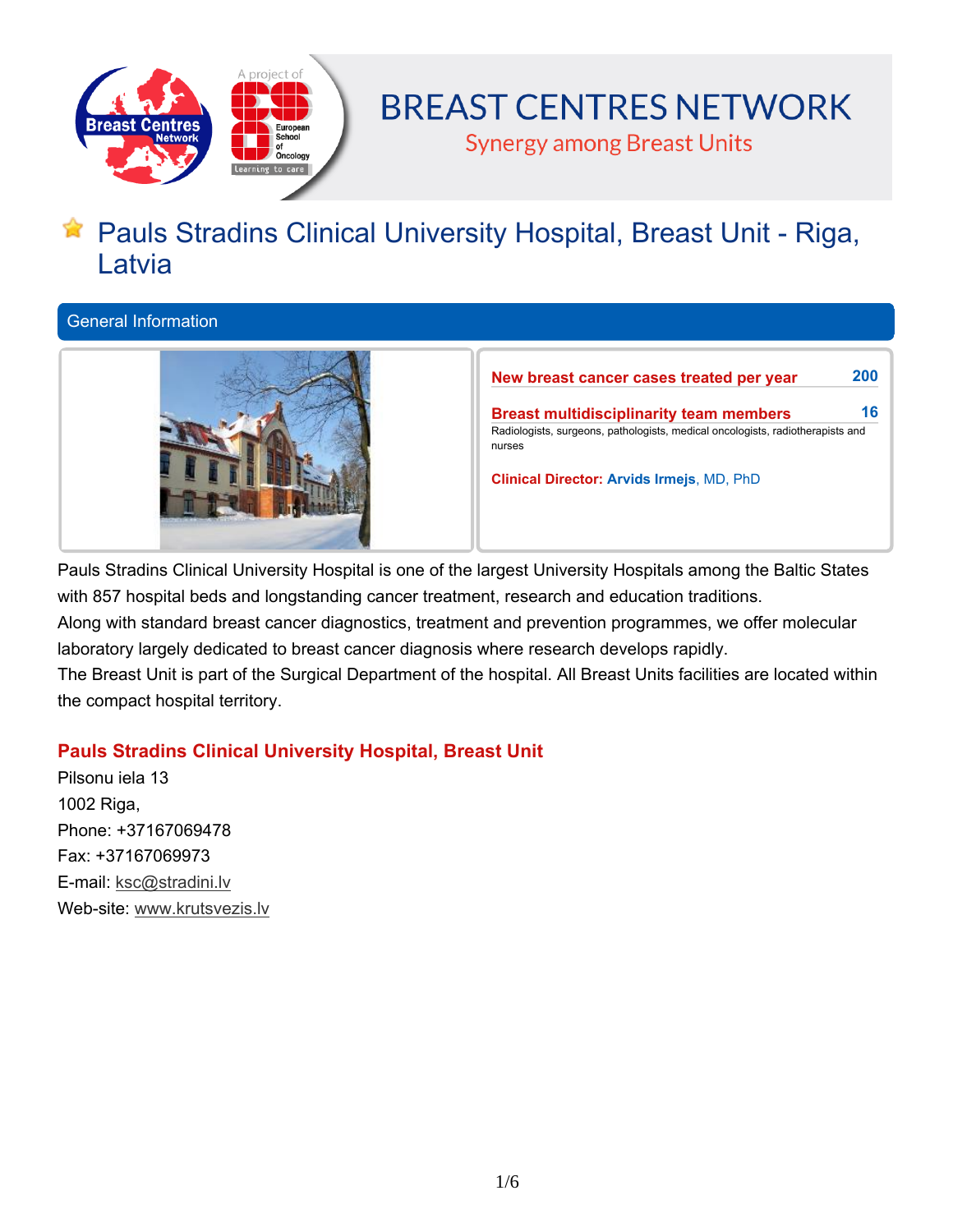# BREAST CENTRES NETWORK

Synergy among Breast Units

# Pauls Stradins Clinical University Hospital, Breast Unit - Riga, Latvia

## General Information

**New breast cancer cases treated per year** 200

**Breast multidisciplinarity team members** 16

Radiologists, surgeons, pathologists, medical oncologists, radiotherapists and nurses

**Clinical Director: Arvids Irmejs**, MD, PhD

Pauls Stradins Clinical University Hospital is one of the largest University Hospitals among the Baltic States with 857 hospital beds and longstanding cancer treatment, research and education traditions.
Along with standard breast cancer diagnostics, treatment and prevention programmes, we offer molecular laboratory largely dedicated to breast cancer diagnosis where research develops rapidly.
The Breast Unit is part of the Surgical Department of the hospital. All Breast Units facilities are located within the compact hospital territory.

### Pauls Stradins Clinical University Hospital, Breast Unit

Pilsonu iela 13
1002 Riga,
Phone: +37167069478
Fax: +37167069973
E-mail: ksc@stradini.lv
Web-site: www.krutsvezis.lv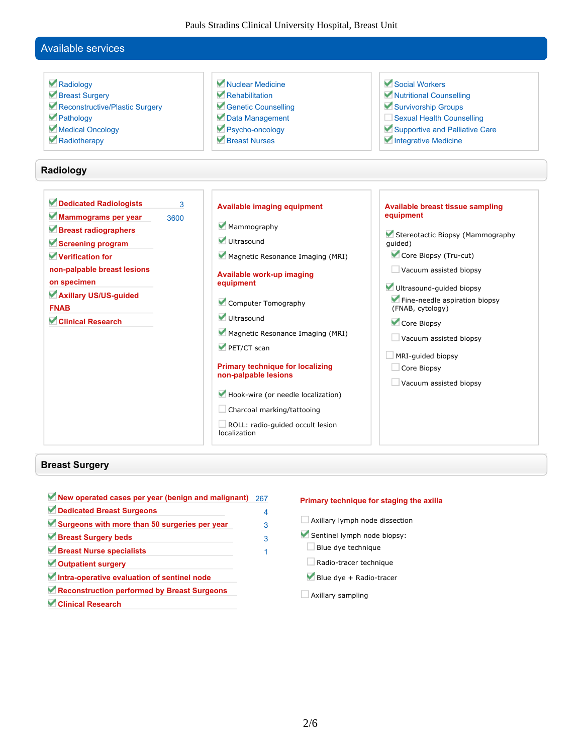## Available services

- [x] Radiology
- [x] Breast Surgery
- [x] Reconstructive/Plastic Surgery
- [x] Pathology
- [x] Medical Oncology
- [x] Radiotherapy
- [x] Nuclear Medicine
- [x] Rehabilitation
- [x] Genetic Counselling
- [x] Data Management
- [x] Psycho-oncology
- [x] Breast Nurses
- [x] Social Workers
- [x] Nutritional Counselling
- [x] Survivorship Groups
- [ ] Sexual Health Counselling
- [x] Supportive and Palliative Care
- [x] Integrative Medicine

## Radiology

- [x] **Dedicated Radiologists** 3
- [x] **Mammograms per year** 3600
- [x] **Breast radiographers**
- [x] **Screening program**
- [x] **Verification for non-palpable breast lesions on specimen**
- [x] **Axillary US/US-guided FNAB**
- [x] **Clinical Research**

**Available imaging equipment**

- [x] Mammography
- [x] Ultrasound
- [x] Magnetic Resonance Imaging (MRI)

**Available work-up imaging equipment**

- [x] Computer Tomography
- [x] Ultrasound
- [x] Magnetic Resonance Imaging (MRI)
- [x] PET/CT scan

**Primary technique for localizing non-palpable lesions**

- [x] Hook-wire (or needle localization)
- [ ] Charcoal marking/tattooing
- [ ] ROLL: radio-guided occult lesion localization

**Available breast tissue sampling equipment**

- [x] Stereotactic Biopsy (Mammography guided)
  - [x] Core Biopsy (Tru-cut)
  - [ ] Vacuum assisted biopsy
- [x] Ultrasound-guided biopsy
  - [x] Fine-needle aspiration biopsy (FNAB, cytology)
  - [x] Core Biopsy
  - [ ] Vacuum assisted biopsy
- [ ] MRI-guided biopsy
  - [ ] Core Biopsy
  - [ ] Vacuum assisted biopsy

## Breast Surgery

- [x] **New operated cases per year (benign and malignant)** 267
- [x] **Dedicated Breast Surgeons** 4
- [x] **Surgeons with more than 50 surgeries per year** 3
- [x] **Breast Surgery beds** 3
- [x] **Breast Nurse specialists** 1
- [x] **Outpatient surgery**
- [x] **Intra-operative evaluation of sentinel node**
- [x] **Reconstruction performed by Breast Surgeons**
- [x] **Clinical Research**

**Primary technique for staging the axilla**

- [ ] Axillary lymph node dissection
- [x] Sentinel lymph node biopsy:
  - [ ] Blue dye technique
  - [ ] Radio-tracer technique
  - [x] Blue dye + Radio-tracer
- [ ] Axillary sampling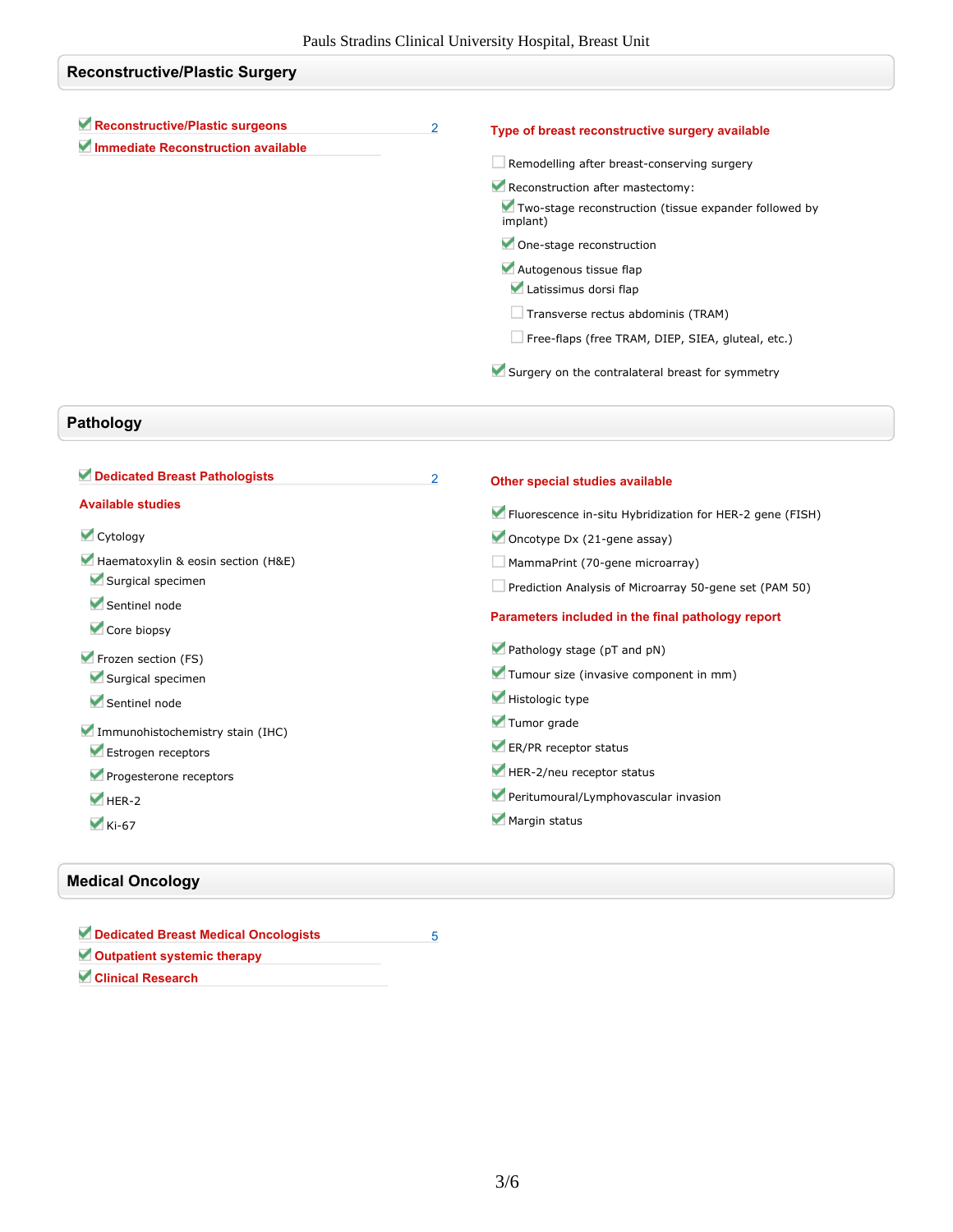## Reconstructive/Plastic Surgery

- [x] **Reconstructive/Plastic surgeons** 2
- [x] **Immediate Reconstruction available**

**Type of breast reconstructive surgery available**

- [ ] Remodelling after breast-conserving surgery
- [x] Reconstruction after mastectomy:
  - [x] Two-stage reconstruction (tissue expander followed by implant)
  - [x] One-stage reconstruction
  - [x] Autogenous tissue flap
    - [x] Latissimus dorsi flap
    - [ ] Transverse rectus abdominis (TRAM)
    - [ ] Free-flaps (free TRAM, DIEP, SIEA, gluteal, etc.)
- [x] Surgery on the contralateral breast for symmetry

## Pathology

- [x] **Dedicated Breast Pathologists** 2

**Available studies**

- [x] Cytology
- [x] Haematoxylin & eosin section (H&E)
  - [x] Surgical specimen
  - [x] Sentinel node
  - [x] Core biopsy
- [x] Frozen section (FS)
  - [x] Surgical specimen
  - [x] Sentinel node
- [x] Immunohistochemistry stain (IHC)
  - [x] Estrogen receptors
  - [x] Progesterone receptors
  - [x] HER-2
  - [x] Ki-67

**Other special studies available**

- [x] Fluorescence in-situ Hybridization for HER-2 gene (FISH)
- [x] Oncotype Dx (21-gene assay)
- [ ] MammaPrint (70-gene microarray)
- [ ] Prediction Analysis of Microarray 50-gene set (PAM 50)

**Parameters included in the final pathology report**

- [x] Pathology stage (pT and pN)
- [x] Tumour size (invasive component in mm)
- [x] Histologic type
- [x] Tumor grade
- [x] ER/PR receptor status
- [x] HER-2/neu receptor status
- [x] Peritumoural/Lymphovascular invasion
- [x] Margin status

## Medical Oncology

- [x] **Dedicated Breast Medical Oncologists** 5
- [x] **Outpatient systemic therapy**
- [x] **Clinical Research**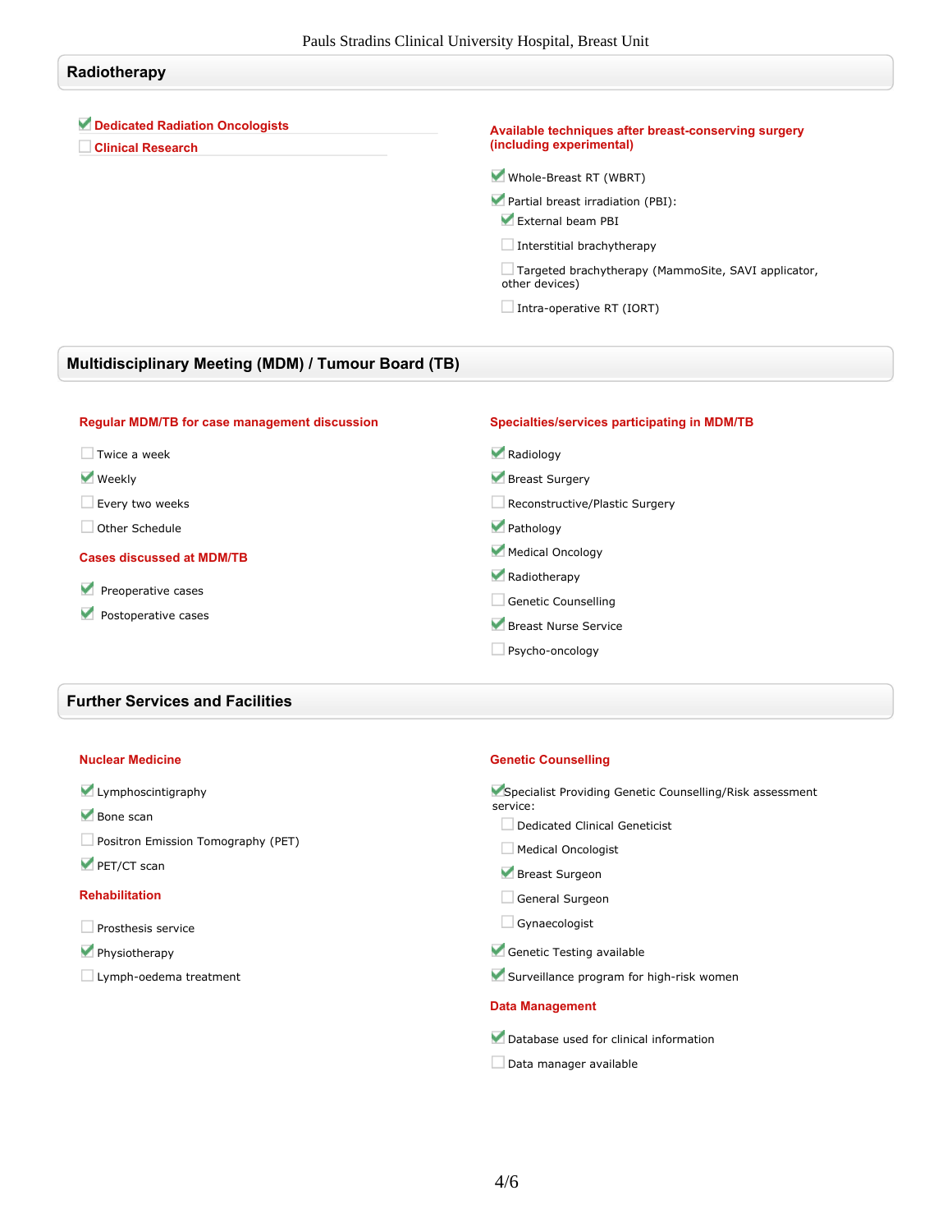## Radiotherapy

- [x] **Dedicated Radiation Oncologists**
- [ ] **Clinical Research**

**Available techniques after breast-conserving surgery (including experimental)**

- [x] Whole-Breast RT (WBRT)
- [x] Partial breast irradiation (PBI):
  - [x] External beam PBI
  - [ ] Interstitial brachytherapy
  - [ ] Targeted brachytherapy (MammoSite, SAVI applicator, other devices)
  - [ ] Intra-operative RT (IORT)

## Multidisciplinary Meeting (MDM) / Tumour Board (TB)

**Regular MDM/TB for case management discussion**

- [ ] Twice a week
- [x] Weekly
- [ ] Every two weeks
- [ ] Other Schedule

**Cases discussed at MDM/TB**

- [x] Preoperative cases
- [x] Postoperative cases

**Specialties/services participating in MDM/TB**

- [x] Radiology
- [x] Breast Surgery
- [ ] Reconstructive/Plastic Surgery
- [x] Pathology
- [x] Medical Oncology
- [x] Radiotherapy
- [ ] Genetic Counselling
- [x] Breast Nurse Service
- [ ] Psycho-oncology

## Further Services and Facilities

**Nuclear Medicine**

- [x] Lymphoscintigraphy
- [x] Bone scan
- [ ] Positron Emission Tomography (PET)
- [x] PET/CT scan

**Rehabilitation**

- [ ] Prosthesis service
- [x] Physiotherapy
- [ ] Lymph-oedema treatment

**Genetic Counselling**

- [x] Specialist Providing Genetic Counselling/Risk assessment service:
  - [ ] Dedicated Clinical Geneticist
  - [ ] Medical Oncologist
  - [x] Breast Surgeon
  - [ ] General Surgeon
  - [ ] Gynaecologist
- [x] Genetic Testing available
- [x] Surveillance program for high-risk women

**Data Management**

- [x] Database used for clinical information
- [ ] Data manager available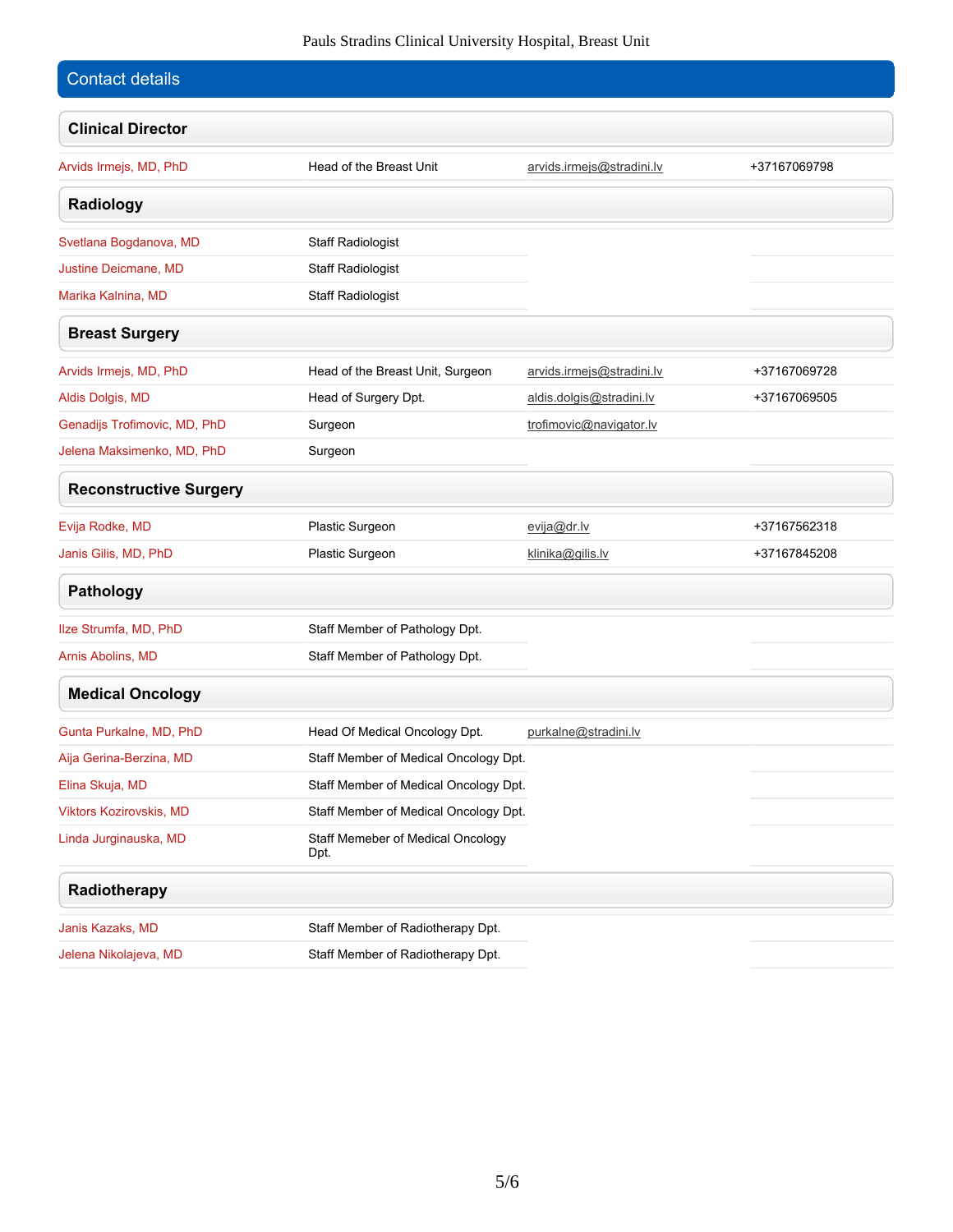## Contact details

### Clinical Director

| Name | Position | Email | Phone |
|---|---|---|---|
| Arvids Irmejs, MD, PhD | Head of the Breast Unit | arvids.irmejs@stradini.lv | +37167069798 |

### Radiology

| Name | Position | Email | Phone |
|---|---|---|---|
| Svetlana Bogdanova, MD | Staff Radiologist | | |
| Justine Deicmane, MD | Staff Radiologist | | |
| Marika Kalnina, MD | Staff Radiologist | | |

### Breast Surgery

| Name | Position | Email | Phone |
|---|---|---|---|
| Arvids Irmejs, MD, PhD | Head of the Breast Unit, Surgeon | arvids.irmejs@stradini.lv | +37167069728 |
| Aldis Dolgis, MD | Head of Surgery Dpt. | aldis.dolgis@stradini.lv | +37167069505 |
| Genadijs Trofimovic, MD, PhD | Surgeon | trofimovic@navigator.lv | |
| Jelena Maksimenko, MD, PhD | Surgeon | | |

### Reconstructive Surgery

| Name | Position | Email | Phone |
|---|---|---|---|
| Evija Rodke, MD | Plastic Surgeon | evija@dr.lv | +37167562318 |
| Janis Gilis, MD, PhD | Plastic Surgeon | klinika@gilis.lv | +37167845208 |

### Pathology

| Name | Position | Email | Phone |
|---|---|---|---|
| Ilze Strumfa, MD, PhD | Staff Member of Pathology Dpt. | | |
| Arnis Abolins, MD | Staff Member of Pathology Dpt. | | |

### Medical Oncology

| Name | Position | Email | Phone |
|---|---|---|---|
| Gunta Purkalne, MD, PhD | Head Of Medical Oncology Dpt. | purkalne@stradini.lv | |
| Aija Gerina-Berzina, MD | Staff Member of Medical Oncology Dpt. | | |
| Elina Skuja, MD | Staff Member of Medical Oncology Dpt. | | |
| Viktors Kozirovskis, MD | Staff Member of Medical Oncology Dpt. | | |
| Linda Jurginauska, MD | Staff Memeber of Medical Oncology Dpt. | | |

### Radiotherapy

| Name | Position | Email | Phone |
|---|---|---|---|
| Janis Kazaks, MD | Staff Member of Radiotherapy Dpt. | | |
| Jelena Nikolajeva, MD | Staff Member of Radiotherapy Dpt. | | |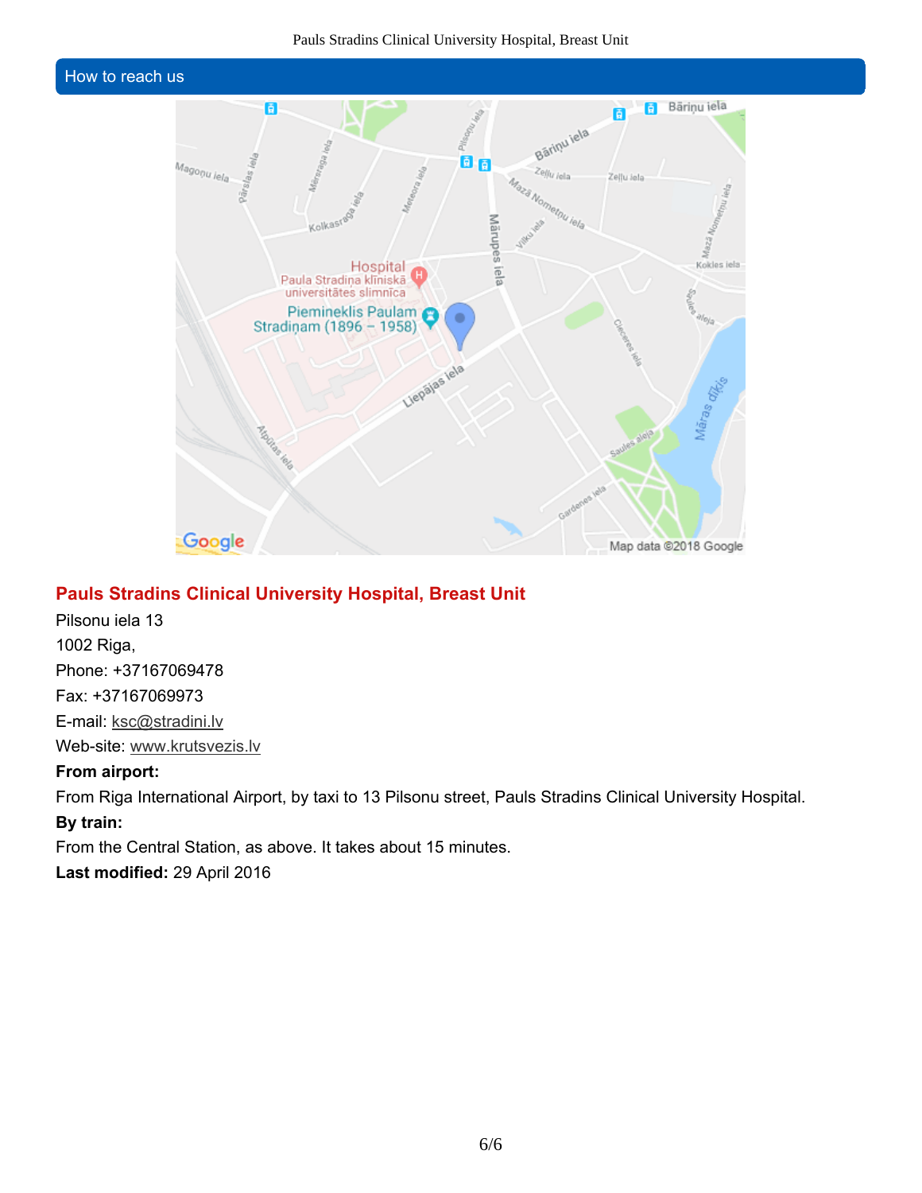## How to reach us

### Pauls Stradins Clinical University Hospital, Breast Unit

Pilsonu iela 13
1002 Riga,
Phone: +37167069478
Fax: +37167069973
E-mail: ksc@stradini.lv
Web-site: www.krutsvezis.lv

**From airport:**
From Riga International Airport, by taxi to 13 Pilsonu street, Pauls Stradins Clinical University Hospital.

**By train:**
From the Central Station, as above. It takes about 15 minutes.

**Last modified:** 29 April 2016